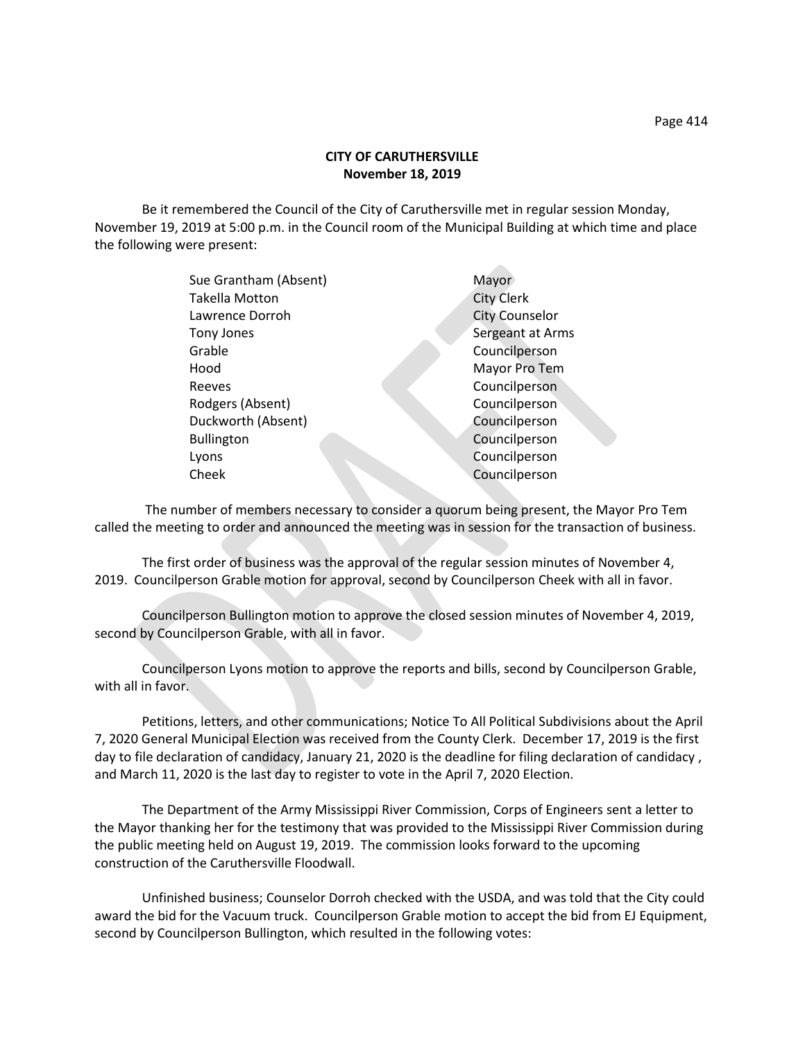# CITY OF CARUTHERSVILLE
## November 18, 2019

Be it remembered the Council of the City of Caruthersville met in regular session Monday, November 19, 2019 at 5:00 p.m. in the Council room of the Municipal Building at which time and place the following were present:

| | |
|---|---|
| Sue Grantham (Absent) | Mayor |
| Takella Motton | City Clerk |
| Lawrence Dorroh | City Counselor |
| Tony Jones | Sergeant at Arms |
| Grable | Councilperson |
| Hood | Mayor Pro Tem |
| Reeves | Councilperson |
| Rodgers (Absent) | Councilperson |
| Duckworth (Absent) | Councilperson |
| Bullington | Councilperson |
| Lyons | Councilperson |
| Cheek | Councilperson |

The number of members necessary to consider a quorum being present, the Mayor Pro Tem called the meeting to order and announced the meeting was in session for the transaction of business.

The first order of business was the approval of the regular session minutes of November 4, 2019. Councilperson Grable motion for approval, second by Councilperson Cheek with all in favor.

Councilperson Bullington motion to approve the closed session minutes of November 4, 2019, second by Councilperson Grable, with all in favor.

Councilperson Lyons motion to approve the reports and bills, second by Councilperson Grable, with all in favor.

Petitions, letters, and other communications; Notice To All Political Subdivisions about the April 7, 2020 General Municipal Election was received from the County Clerk. December 17, 2019 is the first day to file declaration of candidacy, January 21, 2020 is the deadline for filing declaration of candidacy , and March 11, 2020 is the last day to register to vote in the April 7, 2020 Election.

The Department of the Army Mississippi River Commission, Corps of Engineers sent a letter to the Mayor thanking her for the testimony that was provided to the Mississippi River Commission during the public meeting held on August 19, 2019. The commission looks forward to the upcoming construction of the Caruthersville Floodwall.

Unfinished business; Counselor Dorroh checked with the USDA, and was told that the City could award the bid for the Vacuum truck. Councilperson Grable motion to accept the bid from EJ Equipment, second by Councilperson Bullington, which resulted in the following votes: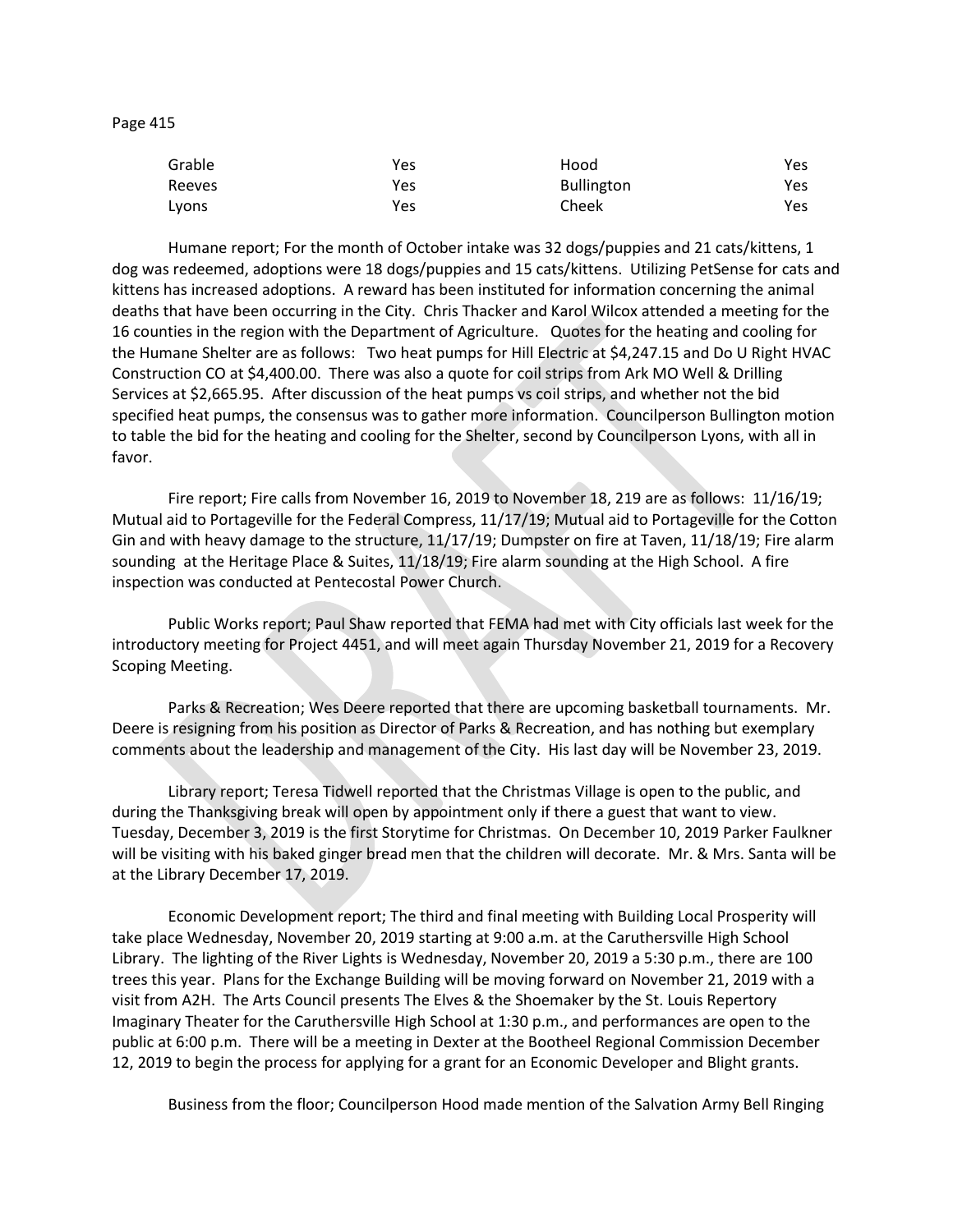| Grable | Yes | Hood | Yes |
|---|---|---|---|
| Reeves | Yes | Bullington | Yes |
| Lyons | Yes | Cheek | Yes |

Humane report; For the month of October intake was 32 dogs/puppies and 21 cats/kittens, 1 dog was redeemed, adoptions were 18 dogs/puppies and 15 cats/kittens. Utilizing PetSense for cats and kittens has increased adoptions. A reward has been instituted for information concerning the animal deaths that have been occurring in the City. Chris Thacker and Karol Wilcox attended a meeting for the 16 counties in the region with the Department of Agriculture. Quotes for the heating and cooling for the Humane Shelter are as follows: Two heat pumps for Hill Electric at $4,247.15 and Do U Right HVAC Construction CO at $4,400.00. There was also a quote for coil strips from Ark MO Well & Drilling Services at $2,665.95. After discussion of the heat pumps vs coil strips, and whether not the bid specified heat pumps, the consensus was to gather more information. Councilperson Bullington motion to table the bid for the heating and cooling for the Shelter, second by Councilperson Lyons, with all in favor.

Fire report; Fire calls from November 16, 2019 to November 18, 219 are as follows: 11/16/19; Mutual aid to Portageville for the Federal Compress, 11/17/19; Mutual aid to Portageville for the Cotton Gin and with heavy damage to the structure, 11/17/19; Dumpster on fire at Taven, 11/18/19; Fire alarm sounding at the Heritage Place & Suites, 11/18/19; Fire alarm sounding at the High School. A fire inspection was conducted at Pentecostal Power Church.

Public Works report; Paul Shaw reported that FEMA had met with City officials last week for the introductory meeting for Project 4451, and will meet again Thursday November 21, 2019 for a Recovery Scoping Meeting.

Parks & Recreation; Wes Deere reported that there are upcoming basketball tournaments. Mr. Deere is resigning from his position as Director of Parks & Recreation, and has nothing but exemplary comments about the leadership and management of the City. His last day will be November 23, 2019.

Library report; Teresa Tidwell reported that the Christmas Village is open to the public, and during the Thanksgiving break will open by appointment only if there a guest that want to view. Tuesday, December 3, 2019 is the first Storytime for Christmas. On December 10, 2019 Parker Faulkner will be visiting with his baked ginger bread men that the children will decorate. Mr. & Mrs. Santa will be at the Library December 17, 2019.

Economic Development report; The third and final meeting with Building Local Prosperity will take place Wednesday, November 20, 2019 starting at 9:00 a.m. at the Caruthersville High School Library. The lighting of the River Lights is Wednesday, November 20, 2019 a 5:30 p.m., there are 100 trees this year. Plans for the Exchange Building will be moving forward on November 21, 2019 with a visit from A2H. The Arts Council presents The Elves & the Shoemaker by the St. Louis Repertory Imaginary Theater for the Caruthersville High School at 1:30 p.m., and performances are open to the public at 6:00 p.m. There will be a meeting in Dexter at the Bootheel Regional Commission December 12, 2019 to begin the process for applying for a grant for an Economic Developer and Blight grants.

Business from the floor; Councilperson Hood made mention of the Salvation Army Bell Ringing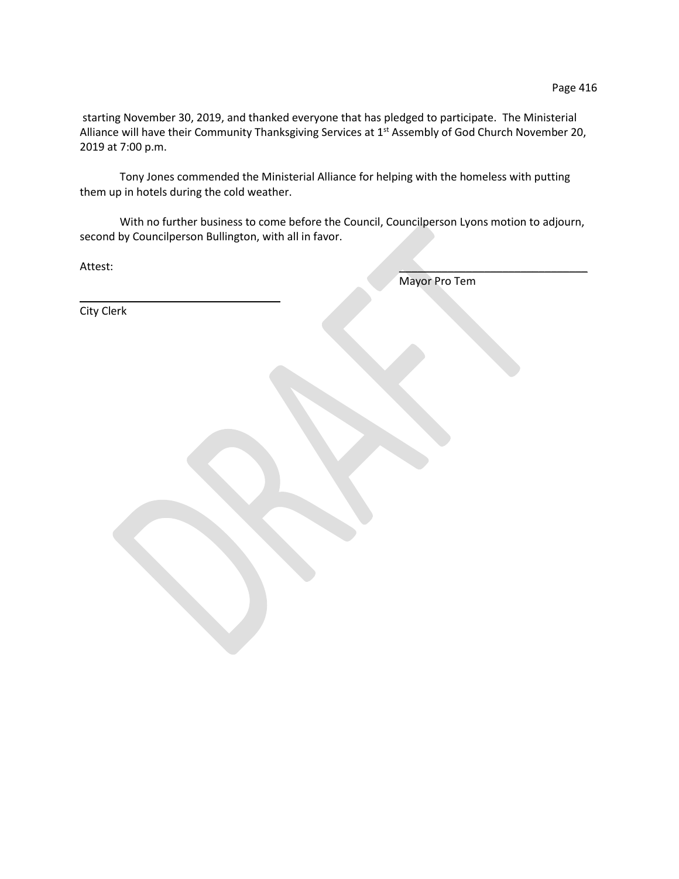starting November 30, 2019, and thanked everyone that has pledged to participate. The Ministerial Alliance will have their Community Thanksgiving Services at 1st Assembly of God Church November 20, 2019 at 7:00 p.m.

Tony Jones commended the Ministerial Alliance for helping with the homeless with putting them up in hotels during the cold weather.

With no further business to come before the Council, Councilperson Lyons motion to adjourn, second by Councilperson Bullington, with all in favor.

Attest: _______________________________

Mayor Pro Tem

_______________________________

City Clerk

DRAFT